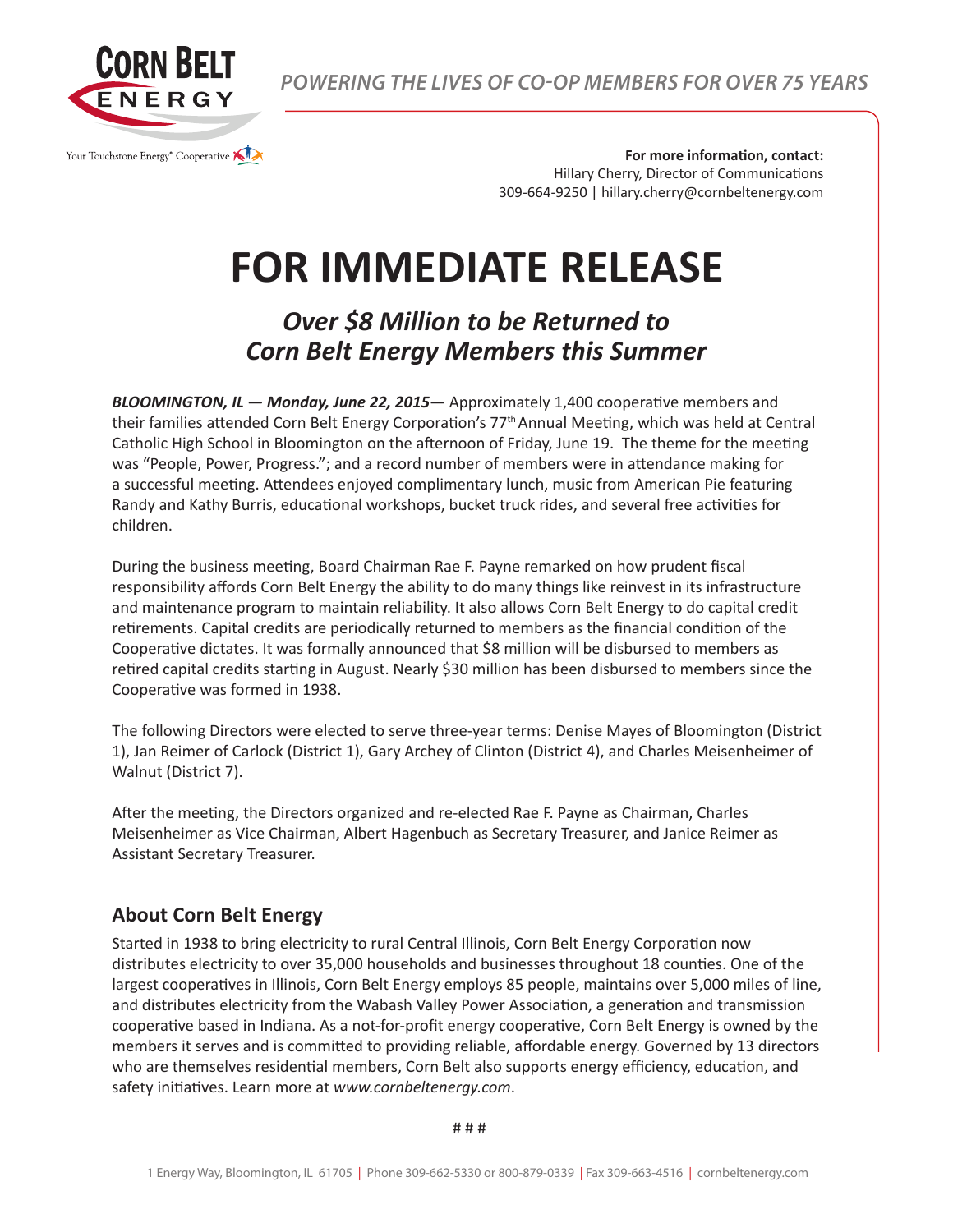**CORN BELT ENERGY**

Your Touchstone Energy® Cooperative

*POWERING THE LIVES OF CO-OP MEMBERS FOR OVER 75 YEARS*

**For more information, contact:**
Hillary Cherry, Director of Communications
309-664-9250 | hillary.cherry@cornbeltenergy.com

# FOR IMMEDIATE RELEASE

## *Over $8 Million to be Returned to Corn Belt Energy Members this Summer*

***BLOOMINGTON, IL — Monday, June 22, 2015—*** Approximately 1,400 cooperative members and their families attended Corn Belt Energy Corporation's 77th Annual Meeting, which was held at Central Catholic High School in Bloomington on the afternoon of Friday, June 19. The theme for the meeting was "People, Power, Progress."; and a record number of members were in attendance making for a successful meeting. Attendees enjoyed complimentary lunch, music from American Pie featuring Randy and Kathy Burris, educational workshops, bucket truck rides, and several free activities for children.

During the business meeting, Board Chairman Rae F. Payne remarked on how prudent fiscal responsibility affords Corn Belt Energy the ability to do many things like reinvest in its infrastructure and maintenance program to maintain reliability. It also allows Corn Belt Energy to do capital credit retirements. Capital credits are periodically returned to members as the financial condition of the Cooperative dictates. It was formally announced that $8 million will be disbursed to members as retired capital credits starting in August. Nearly $30 million has been disbursed to members since the Cooperative was formed in 1938.

The following Directors were elected to serve three-year terms: Denise Mayes of Bloomington (District 1), Jan Reimer of Carlock (District 1), Gary Archey of Clinton (District 4), and Charles Meisenheimer of Walnut (District 7).

After the meeting, the Directors organized and re-elected Rae F. Payne as Chairman, Charles Meisenheimer as Vice Chairman, Albert Hagenbuch as Secretary Treasurer, and Janice Reimer as Assistant Secretary Treasurer.

## About Corn Belt Energy

Started in 1938 to bring electricity to rural Central Illinois, Corn Belt Energy Corporation now distributes electricity to over 35,000 households and businesses throughout 18 counties. One of the largest cooperatives in Illinois, Corn Belt Energy employs 85 people, maintains over 5,000 miles of line, and distributes electricity from the Wabash Valley Power Association, a generation and transmission cooperative based in Indiana. As a not-for-profit energy cooperative, Corn Belt Energy is owned by the members it serves and is committed to providing reliable, affordable energy. Governed by 13 directors who are themselves residential members, Corn Belt also supports energy efficiency, education, and safety initiatives. Learn more at *www.cornbeltenergy.com*.

# # #

1 Energy Way, Bloomington, IL 61705 | Phone 309-662-5330 or 800-879-0339 | Fax 309-663-4516 | cornbeltenergy.com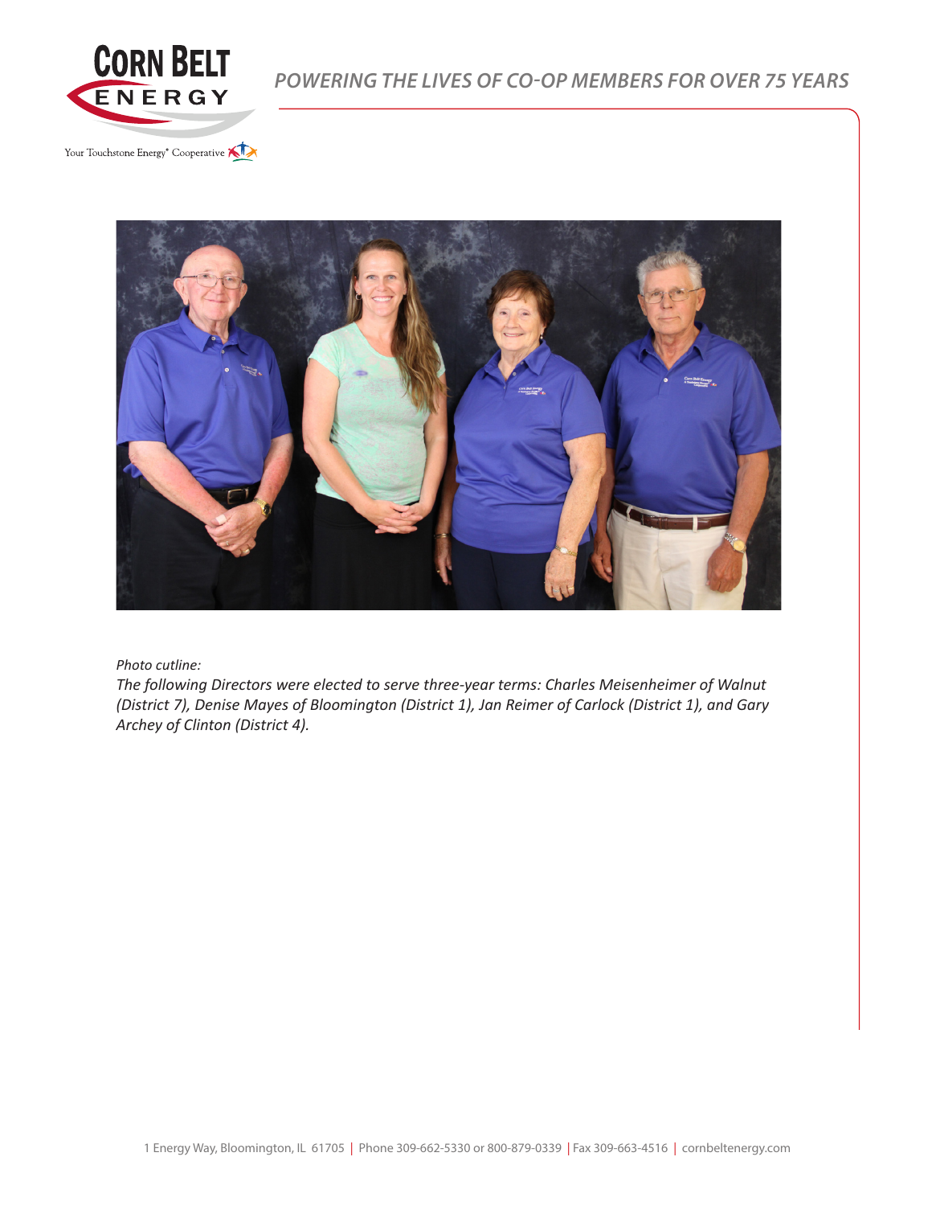*Photo cutline:*

*The following Directors were elected to serve three-year terms: Charles Meisenheimer of Walnut (District 7), Denise Mayes of Bloomington (District 1), Jan Reimer of Carlock (District 1), and Gary Archey of Clinton (District 4).*